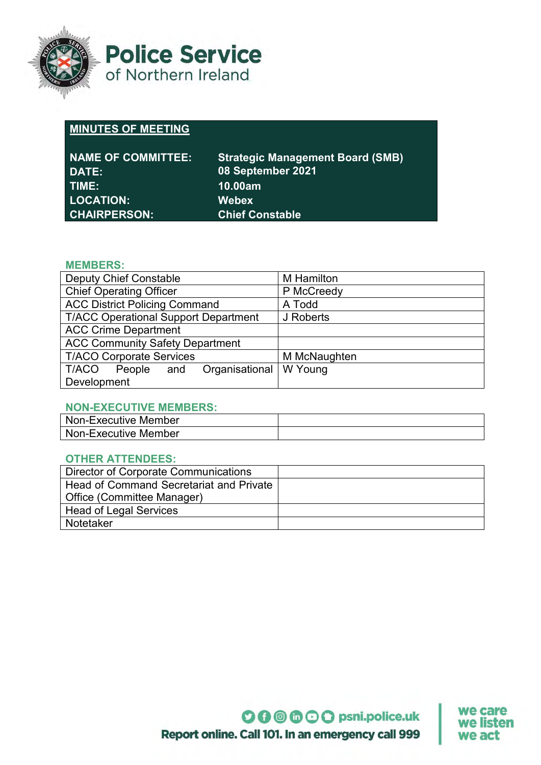# Police Service of Northern Ireland

| **MINUTES OF MEETING** | |
|---|---|
| **NAME OF COMMITTEE:** | **Strategic Management Board (SMB)** |
| **DATE:** | **08 September 2021** |
| **TIME:** | **10.00am** |
| **LOCATION:** | **Webex** |
| **CHAIRPERSON:** | **Chief Constable** |

### MEMBERS:

| | |
|---|---|
| Deputy Chief Constable | M Hamilton |
| Chief Operating Officer | P McCreedy |
| ACC District Policing Command | A Todd |
| T/ACC Operational Support Department | J Roberts |
| ACC Crime Department | |
| ACC Community Safety Department | |
| T/ACO Corporate Services | M McNaughten |
| T/ACO People and Organisational Development | W Young |

### NON-EXECUTIVE MEMBERS:

| | |
|---|---|
| Non-Executive Member | |
| Non-Executive Member | |

### OTHER ATTENDEES:

| | |
|---|---|
| Director of Corporate Communications | |
| Head of Command Secretariat and Private Office (Committee Manager) | |
| Head of Legal Services | |
| Notetaker | |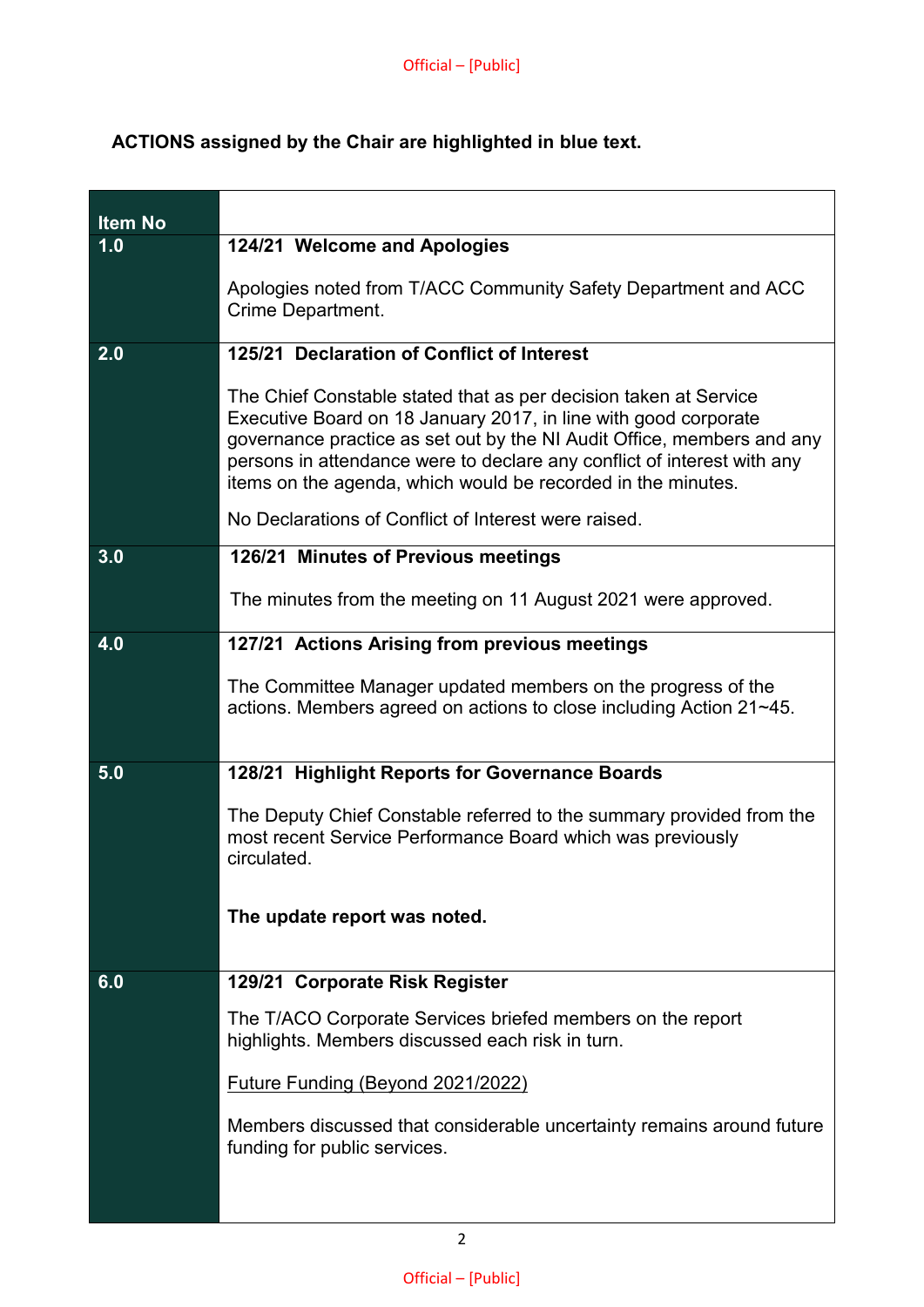**ACTIONS assigned by the Chair are highlighted in blue text.**

| Item No | |
|---|---|
| 1.0 | **124/21 Welcome and Apologies**<br><br>Apologies noted from T/ACC Community Safety Department and ACC Crime Department. |
| 2.0 | **125/21 Declaration of Conflict of Interest**<br><br>The Chief Constable stated that as per decision taken at Service Executive Board on 18 January 2017, in line with good corporate governance practice as set out by the NI Audit Office, members and any persons in attendance were to declare any conflict of interest with any items on the agenda, which would be recorded in the minutes.<br><br>No Declarations of Conflict of Interest were raised. |
| 3.0 | **126/21 Minutes of Previous meetings**<br><br>The minutes from the meeting on 11 August 2021 were approved. |
| 4.0 | **127/21 Actions Arising from previous meetings**<br><br>The Committee Manager updated members on the progress of the actions. Members agreed on actions to close including Action 21~45. |
| 5.0 | **128/21 Highlight Reports for Governance Boards**<br><br>The Deputy Chief Constable referred to the summary provided from the most recent Service Performance Board which was previously circulated.<br><br>**The update report was noted.** |
| 6.0 | **129/21 Corporate Risk Register**<br><br>The T/ACO Corporate Services briefed members on the report highlights. Members discussed each risk in turn.<br><br><u>Future Funding (Beyond 2021/2022)</u><br><br>Members discussed that considerable uncertainty remains around future funding for public services. |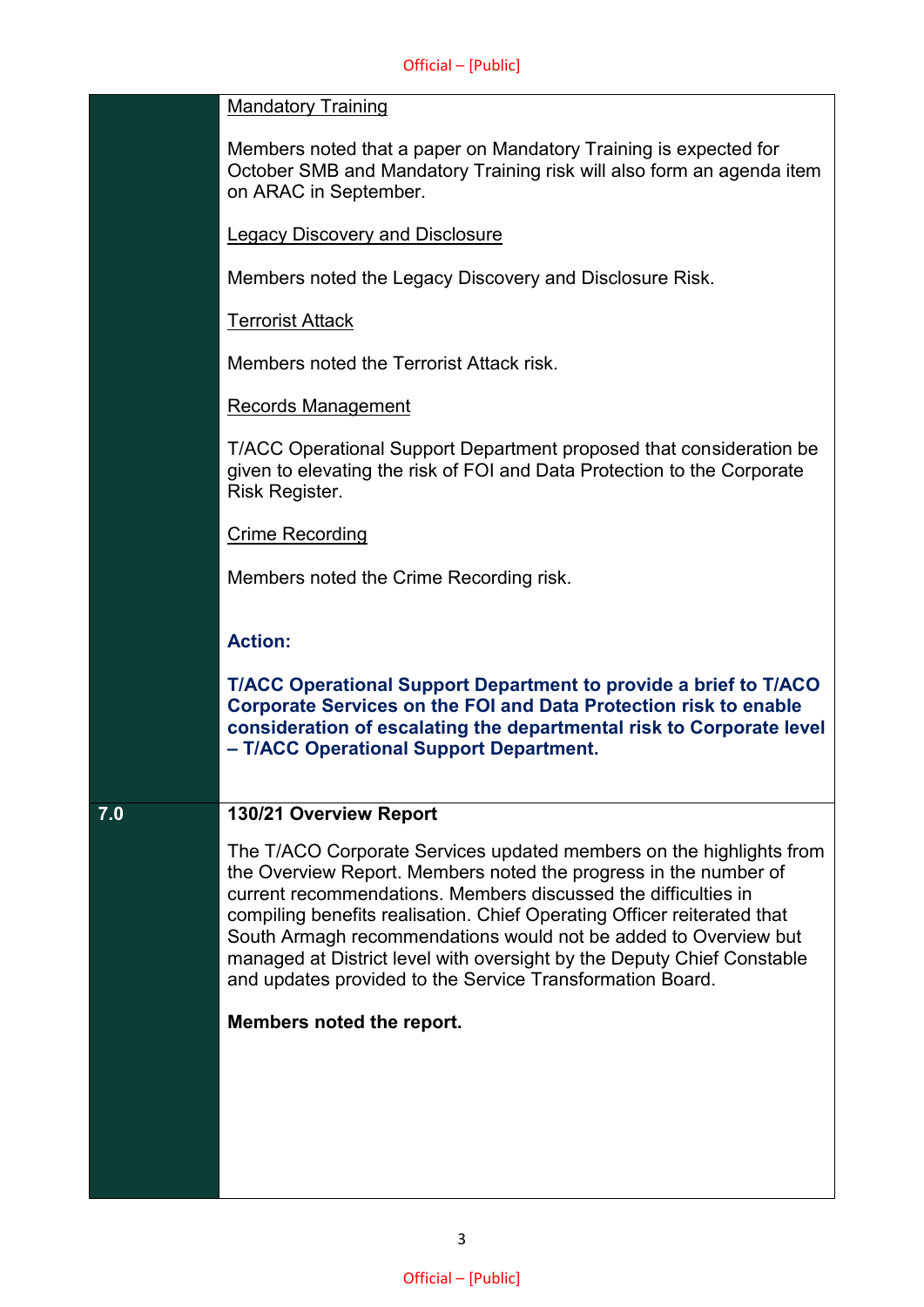<u>Mandatory Training</u>

Members noted that a paper on Mandatory Training is expected for October SMB and Mandatory Training risk will also form an agenda item on ARAC in September.

<u>Legacy Discovery and Disclosure</u>

Members noted the Legacy Discovery and Disclosure Risk.

<u>Terrorist Attack</u>

Members noted the Terrorist Attack risk.

<u>Records Management</u>

T/ACC Operational Support Department proposed that consideration be given to elevating the risk of FOI and Data Protection to the Corporate Risk Register.

<u>Crime Recording</u>

Members noted the Crime Recording risk.

**Action:**

**T/ACC Operational Support Department to provide a brief to T/ACO Corporate Services on the FOI and Data Protection risk to enable consideration of escalating the departmental risk to Corporate level – T/ACC Operational Support Department.**

**7.0 130/21 Overview Report**

The T/ACO Corporate Services updated members on the highlights from the Overview Report. Members noted the progress in the number of current recommendations. Members discussed the difficulties in compiling benefits realisation. Chief Operating Officer reiterated that South Armagh recommendations would not be added to Overview but managed at District level with oversight by the Deputy Chief Constable and updates provided to the Service Transformation Board.

**Members noted the report.**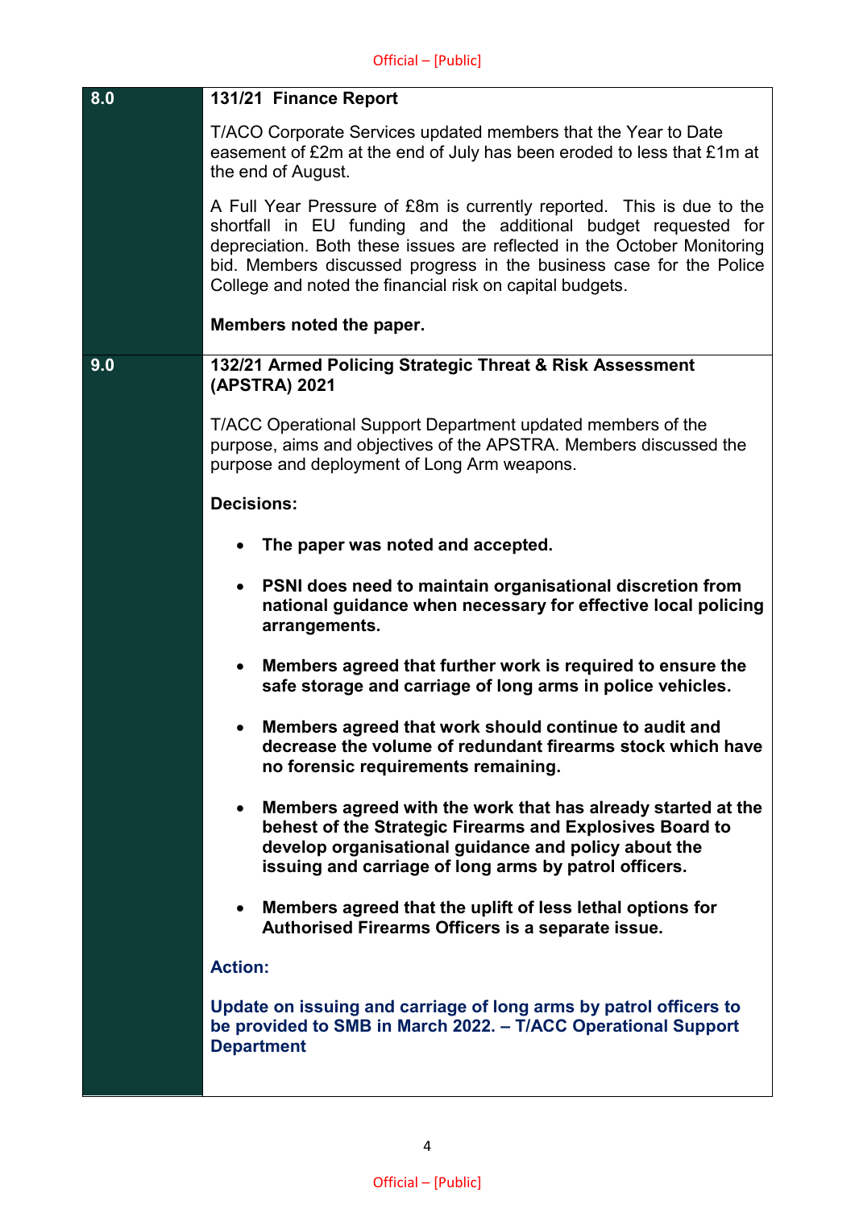| | |
|---|---|
| **8.0** | **131/21 Finance Report**<br><br>T/ACO Corporate Services updated members that the Year to Date easement of £2m at the end of July has been eroded to less that £1m at the end of August.<br><br>A Full Year Pressure of £8m is currently reported. This is due to the shortfall in EU funding and the additional budget requested for depreciation. Both these issues are reflected in the October Monitoring bid. Members discussed progress in the business case for the Police College and noted the financial risk on capital budgets.<br><br>**Members noted the paper.** |
| **9.0** | **132/21 Armed Policing Strategic Threat & Risk Assessment (APSTRA) 2021**<br><br>T/ACC Operational Support Department updated members of the purpose, aims and objectives of the APSTRA. Members discussed the purpose and deployment of Long Arm weapons.<br><br>**Decisions:**<br><br>• **The paper was noted and accepted.**<br>• **PSNI does need to maintain organisational discretion from national guidance when necessary for effective local policing arrangements.**<br>• **Members agreed that further work is required to ensure the safe storage and carriage of long arms in police vehicles.**<br>• **Members agreed that work should continue to audit and decrease the volume of redundant firearms stock which have no forensic requirements remaining.**<br>• **Members agreed with the work that has already started at the behest of the Strategic Firearms and Explosives Board to develop organisational guidance and policy about the issuing and carriage of long arms by patrol officers.**<br>• **Members agreed that the uplift of less lethal options for Authorised Firearms Officers is a separate issue.**<br><br>**Action:**<br><br>**Update on issuing and carriage of long arms by patrol officers to be provided to SMB in March 2022. – T/ACC Operational Support Department** |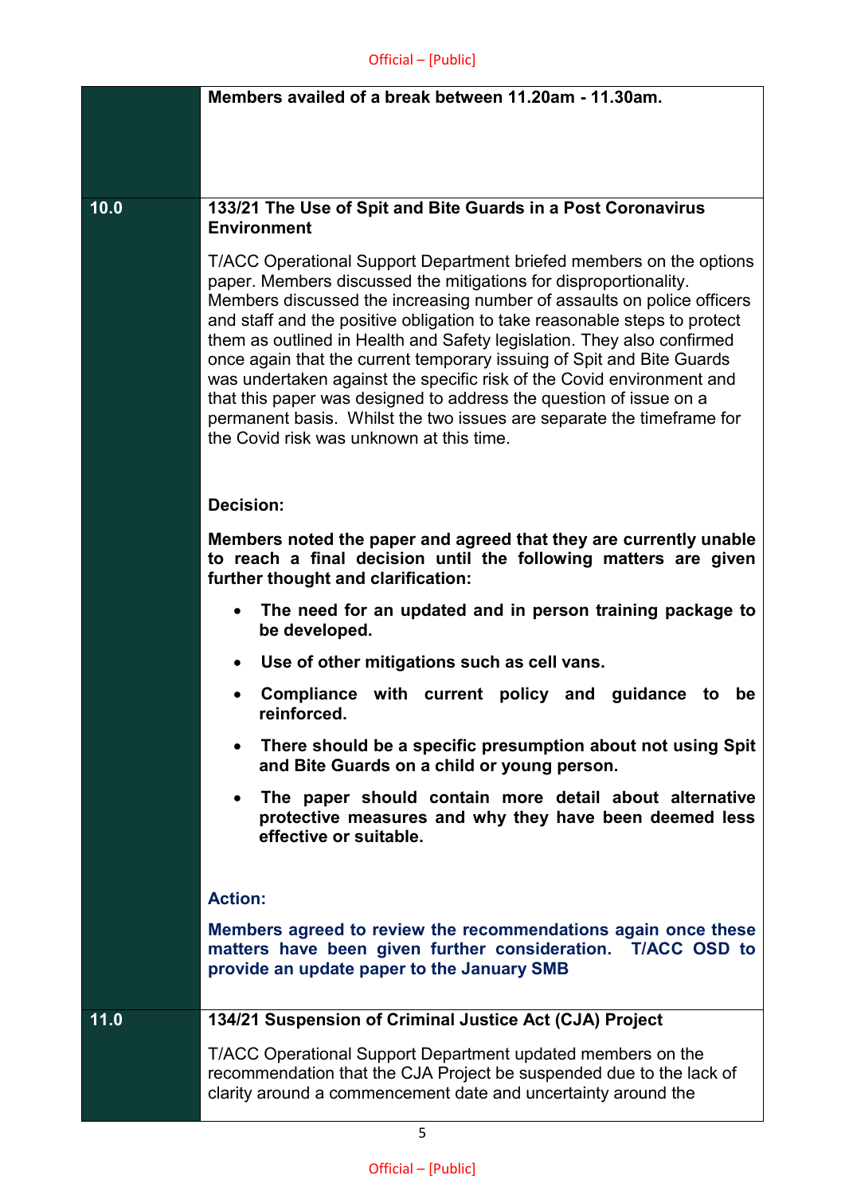| | |
|---|---|
| | **Members availed of a break between 11.20am - 11.30am.** |
| **10.0** | **133/21 The Use of Spit and Bite Guards in a Post Coronavirus Environment**<br><br>T/ACC Operational Support Department briefed members on the options paper. Members discussed the mitigations for disproportionality. Members discussed the increasing number of assaults on police officers and staff and the positive obligation to take reasonable steps to protect them as outlined in Health and Safety legislation. They also confirmed once again that the current temporary issuing of Spit and Bite Guards was undertaken against the specific risk of the Covid environment and that this paper was designed to address the question of issue on a permanent basis. Whilst the two issues are separate the timeframe for the Covid risk was unknown at this time.<br><br>**Decision:**<br><br>**Members noted the paper and agreed that they are currently unable to reach a final decision until the following matters are given further thought and clarification:**<br><br>• **The need for an updated and in person training package to be developed.**<br>• **Use of other mitigations such as cell vans.**<br>• **Compliance with current policy and guidance to be reinforced.**<br>• **There should be a specific presumption about not using Spit and Bite Guards on a child or young person.**<br>• **The paper should contain more detail about alternative protective measures and why they have been deemed less effective or suitable.**<br><br>**Action:**<br><br>**Members agreed to review the recommendations again once these matters have been given further consideration. T/ACC OSD to provide an update paper to the January SMB** |
| **11.0** | **134/21 Suspension of Criminal Justice Act (CJA) Project**<br><br>T/ACC Operational Support Department updated members on the recommendation that the CJA Project be suspended due to the lack of clarity around a commencement date and uncertainty around the |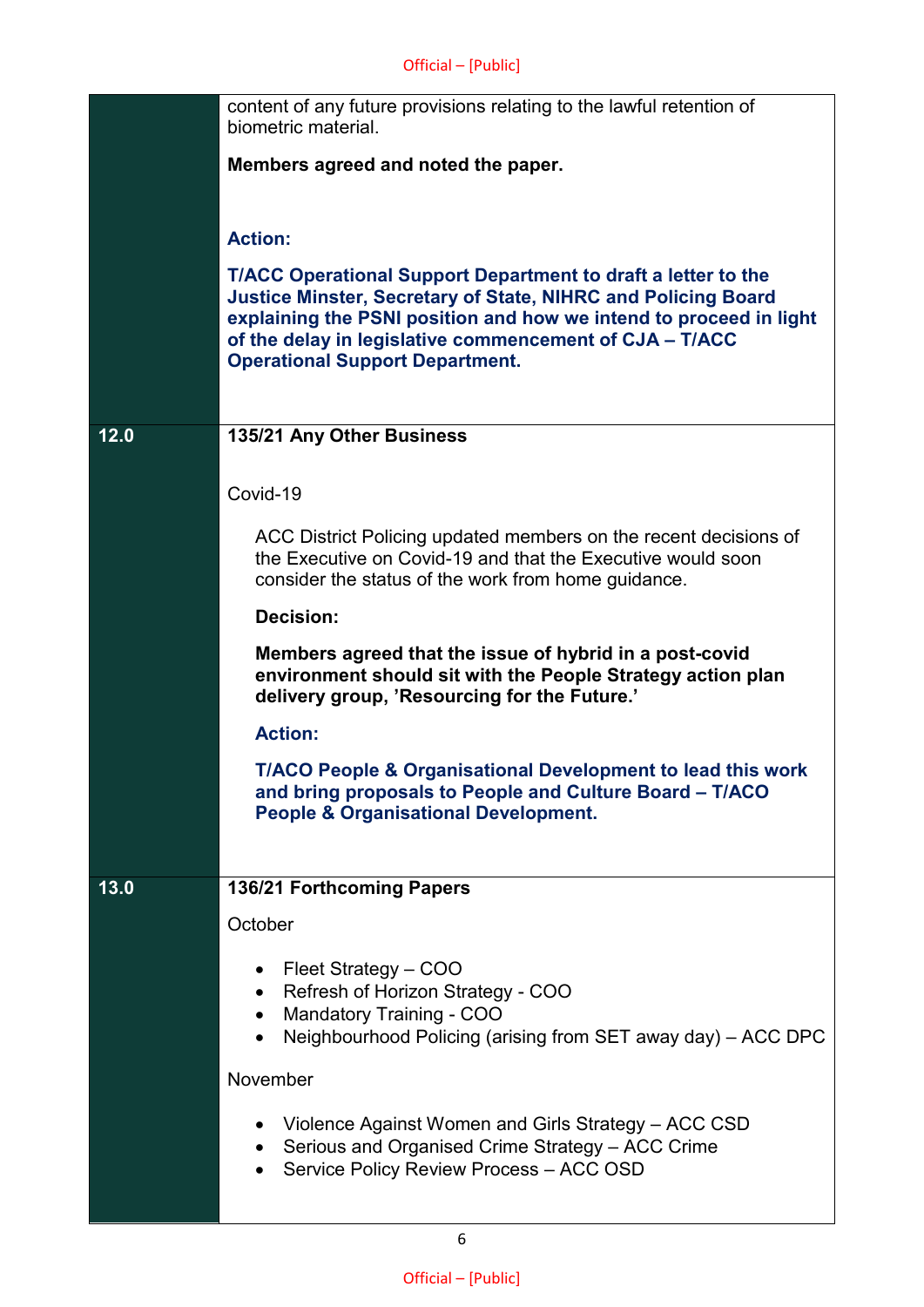| | |
|---|---|
| | content of any future provisions relating to the lawful retention of biometric material.<br><br>**Members agreed and noted the paper.**<br><br>**Action:**<br><br>**T/ACC Operational Support Department to draft a letter to the Justice Minster, Secretary of State, NIHRC and Policing Board explaining the PSNI position and how we intend to proceed in light of the delay in legislative commencement of CJA – T/ACC Operational Support Department.** |
| **12.0** | **135/21 Any Other Business**<br><br>Covid-19<br><br>ACC District Policing updated members on the recent decisions of the Executive on Covid-19 and that the Executive would soon consider the status of the work from home guidance.<br><br>**Decision:**<br><br>**Members agreed that the issue of hybrid in a post-covid environment should sit with the People Strategy action plan delivery group, 'Resourcing for the Future.'**<br><br>**Action:**<br><br>**T/ACO People & Organisational Development to lead this work and bring proposals to People and Culture Board – T/ACO People & Organisational Development.** |
| **13.0** | **136/21 Forthcoming Papers**<br><br>October<br><br>• Fleet Strategy – COO<br>• Refresh of Horizon Strategy - COO<br>• Mandatory Training - COO<br>• Neighbourhood Policing (arising from SET away day) – ACC DPC<br><br>November<br><br>• Violence Against Women and Girls Strategy – ACC CSD<br>• Serious and Organised Crime Strategy – ACC Crime<br>• Service Policy Review Process – ACC OSD |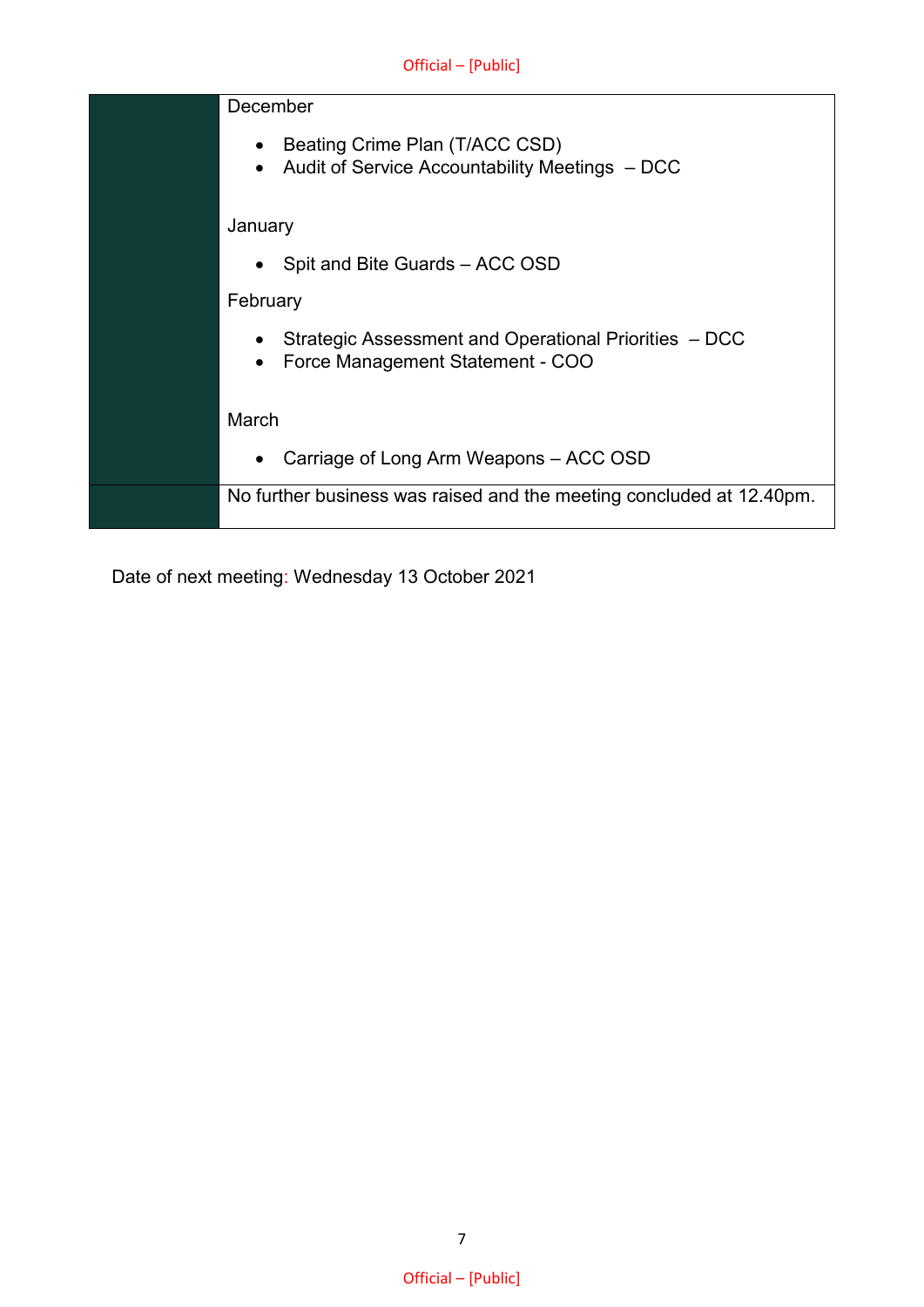| | |
|---|---|
| | December<br><br>• Beating Crime Plan (T/ACC CSD)<br>• Audit of Service Accountability Meetings – DCC<br><br>January<br><br>• Spit and Bite Guards – ACC OSD<br><br>February<br><br>• Strategic Assessment and Operational Priorities – DCC<br>• Force Management Statement - COO<br><br>March<br><br>• Carriage of Long Arm Weapons – ACC OSD |
| | No further business was raised and the meeting concluded at 12.40pm. |

Date of next meeting: Wednesday 13 October 2021